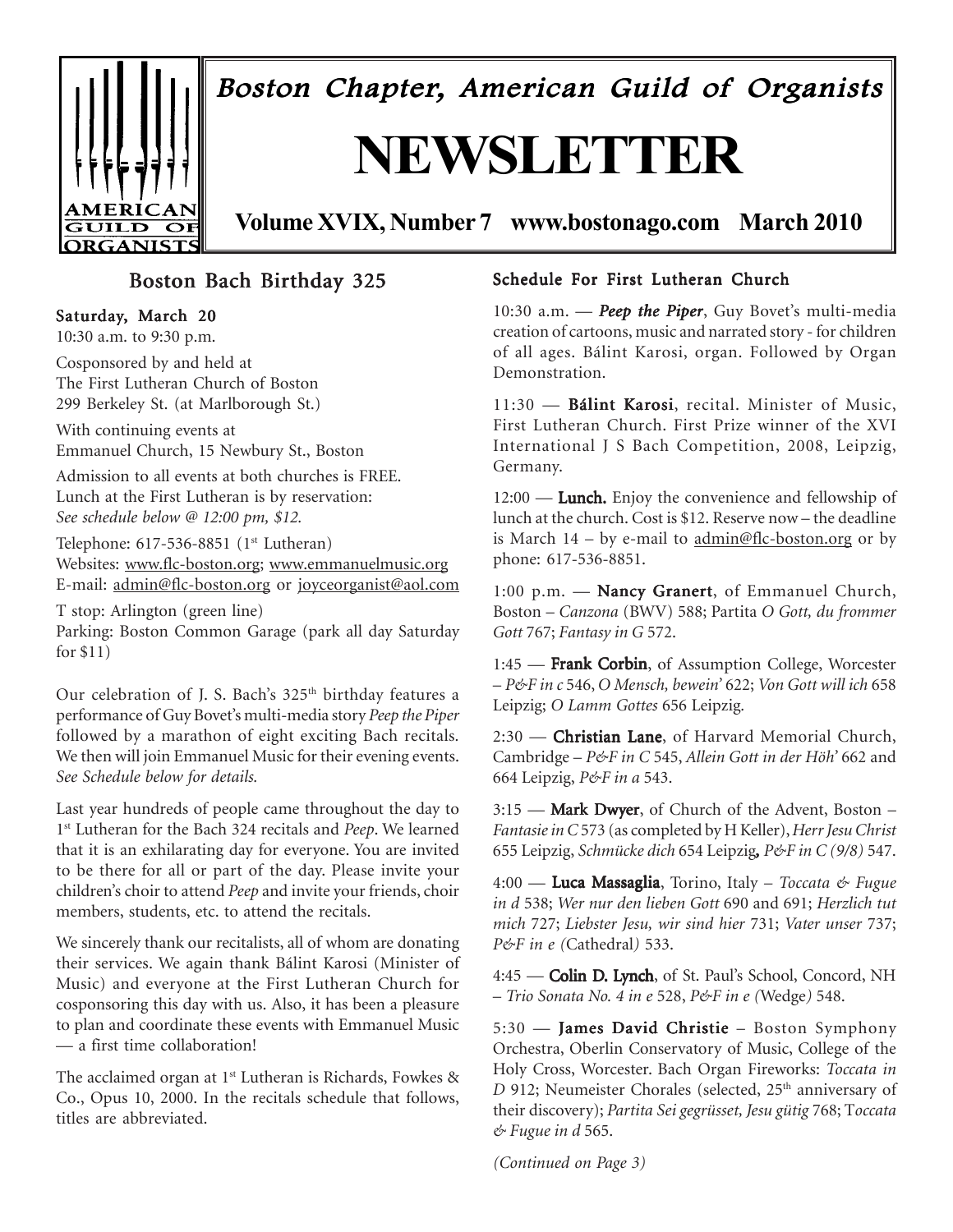# Boston Chapter, American Guild of Organists

# NEWSLETTER

**Volume XVIX, Number 7 www.bostonago.com March 2010**

## Boston Bach Birthday 325

**Saturday, March 20**
10:30 a.m. to 9:30 p.m.

Cosponsored by and held at
The First Lutheran Church of Boston
299 Berkeley St. (at Marlborough St.)

With continuing events at
Emmanuel Church, 15 Newbury St., Boston

Admission to all events at both churches is FREE.
Lunch at the First Lutheran is by reservation:
*See schedule below @ 12:00 pm, $12.*

Telephone: 617-536-8851 (1st Lutheran)
Websites: www.flc-boston.org; www.emmanuelmusic.org
E-mail: admin@flc-boston.org or joyceorganist@aol.com

T stop: Arlington (green line)
Parking: Boston Common Garage (park all day Saturday for $11)

Our celebration of J. S. Bach's 325th birthday features a performance of Guy Bovet's multi-media story *Peep the Piper* followed by a marathon of eight exciting Bach recitals. We then will join Emmanuel Music for their evening events. *See Schedule below for details.*

Last year hundreds of people came throughout the day to 1st Lutheran for the Bach 324 recitals and *Peep*. We learned that it is an exhilarating day for everyone. You are invited to be there for all or part of the day. Please invite your children's choir to attend *Peep* and invite your friends, choir members, students, etc. to attend the recitals.

We sincerely thank our recitalists, all of whom are donating their services. We again thank Bálint Karosi (Minister of Music) and everyone at the First Lutheran Church for cosponsoring this day with us. Also, it has been a pleasure to plan and coordinate these events with Emmanuel Music — a first time collaboration!

The acclaimed organ at 1st Lutheran is Richards, Fowkes & Co., Opus 10, 2000. In the recitals schedule that follows, titles are abbreviated.

### Schedule For First Lutheran Church

10:30 a.m. — ***Peep the Piper***, Guy Bovet's multi-media creation of cartoons, music and narrated story - for children of all ages. Bálint Karosi, organ. Followed by Organ Demonstration.

11:30 — **Bálint Karosi**, recital. Minister of Music, First Lutheran Church. First Prize winner of the XVI International J S Bach Competition, 2008, Leipzig, Germany.

12:00 — **Lunch.** Enjoy the convenience and fellowship of lunch at the church. Cost is $12. Reserve now – the deadline is March 14 – by e-mail to admin@flc-boston.org or by phone: 617-536-8851.

1:00 p.m. — **Nancy Granert**, of Emmanuel Church, Boston – *Canzona* (BWV) 588; Partita *O Gott, du frommer Gott* 767; *Fantasy in G* 572.

1:45 — **Frank Corbin**, of Assumption College, Worcester – *P&F in c* 546, *O Mensch, bewein'* 622; *Von Gott will ich* 658 Leipzig; *O Lamm Gottes* 656 Leipzig.

2:30 — **Christian Lane**, of Harvard Memorial Church, Cambridge – *P&F in C* 545, *Allein Gott in der Höh'* 662 and 664 Leipzig, *P&F in a* 543.

3:15 — **Mark Dwyer**, of Church of the Advent, Boston – *Fantasie in C* 573 (as completed by H Keller), *Herr Jesu Christ* 655 Leipzig, *Schmücke dich* 654 Leipzig, *P&F in C (9/8)* 547.

4:00 — **Luca Massaglia**, Torino, Italy – *Toccata & Fugue in d* 538; *Wer nur den lieben Gott* 690 and 691; *Herzlich tut mich* 727; *Liebster Jesu, wir sind hier* 731; *Vater unser* 737; *P&F in e (*Cathedral*)* 533.

4:45 — **Colin D. Lynch**, of St. Paul's School, Concord, NH – *Trio Sonata No. 4 in e* 528, *P&F in e (*Wedge*)* 548.

5:30 — **James David Christie** – Boston Symphony Orchestra, Oberlin Conservatory of Music, College of the Holy Cross, Worcester. Bach Organ Fireworks: *Toccata in D* 912; Neumeister Chorales (selected, 25th anniversary of their discovery); *Partita Sei gegrüsset, Jesu gütig* 768; T*occata & Fugue in d* 565.

*(Continued on Page 3)*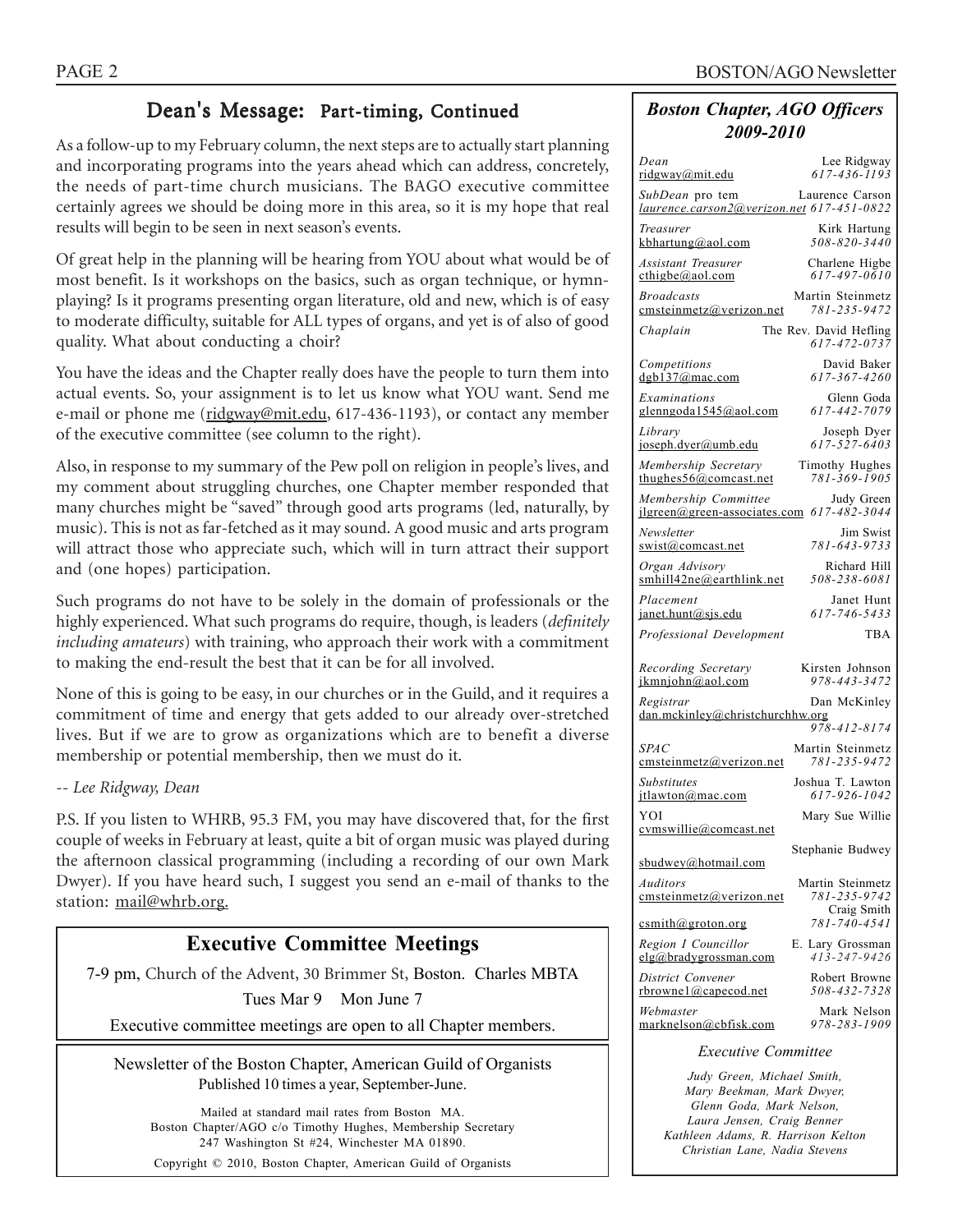## Dean's Message: Part-timing, Continued

As a follow-up to my February column, the next steps are to actually start planning and incorporating programs into the years ahead which can address, concretely, the needs of part-time church musicians. The BAGO executive committee certainly agrees we should be doing more in this area, so it is my hope that real results will begin to be seen in next season's events.

Of great help in the planning will be hearing from YOU about what would be of most benefit. Is it workshops on the basics, such as organ technique, or hymn-playing? Is it programs presenting organ literature, old and new, which is of easy to moderate difficulty, suitable for ALL types of organs, and yet is of also of good quality. What about conducting a choir?

You have the ideas and the Chapter really does have the people to turn them into actual events. So, your assignment is to let us know what YOU want. Send me e-mail or phone me (ridgway@mit.edu, 617-436-1193), or contact any member of the executive committee (see column to the right).

Also, in response to my summary of the Pew poll on religion in people's lives, and my comment about struggling churches, one Chapter member responded that many churches might be "saved" through good arts programs (led, naturally, by music). This is not as far-fetched as it may sound. A good music and arts program will attract those who appreciate such, which will in turn attract their support and (one hopes) participation.

Such programs do not have to be solely in the domain of professionals or the highly experienced. What such programs do require, though, is leaders (*definitely including amateurs*) with training, who approach their work with a commitment to making the end-result the best that it can be for all involved.

None of this is going to be easy, in our churches or in the Guild, and it requires a commitment of time and energy that gets added to our already over-stretched lives. But if we are to grow as organizations which are to benefit a diverse membership or potential membership, then we must do it.

*-- Lee Ridgway, Dean*

P.S. If you listen to WHRB, 95.3 FM, you may have discovered that, for the first couple of weeks in February at least, quite a bit of organ music was played during the afternoon classical programming (including a recording of our own Mark Dwyer). If you have heard such, I suggest you send an e-mail of thanks to the station: mail@whrb.org.

## Executive Committee Meetings

7-9 pm, Church of the Advent, 30 Brimmer St, Boston. Charles MBTA

Tues Mar 9 Mon June 7

Executive committee meetings are open to all Chapter members.

Newsletter of the Boston Chapter, American Guild of Organists
Published 10 times a year, September-June.

Mailed at standard mail rates from Boston MA.
Boston Chapter/AGO c/o Timothy Hughes, Membership Secretary
247 Washington St #24, Winchester MA 01890.

Copyright © 2010, Boston Chapter, American Guild of Organists

## *Boston Chapter, AGO Officers 2009-2010*

| | | |
|---|---|---|
| *Dean* | Lee Ridgway | |
| ridgway@mit.edu | *617-436-1193* | |
| *SubDean* pro tem | Laurence Carson | |
| *laurence.carson2@verizon.net* | *617-451-0822* | |
| *Treasurer* | Kirk Hartung | |
| kbhartung@aol.com | *508-820-3440* | |
| *Assistant Treasurer* | Charlene Higbe | |
| cthigbe@aol.com | *617-497-0610* | |
| *Broadcasts* | Martin Steinmetz | |
| cmsteinmetz@verizon.net | *781-235-9472* | |
| *Chaplain* | The Rev. David Hefling | |
| | *617-472-0737* | |
| *Competitions* | David Baker | |
| dgb137@mac.com | *617-367-4260* | |
| *Examinations* | Glenn Goda | |
| glenngoda1545@aol.com | *617-442-7079* | |
| *Library* | Joseph Dyer | |
| joseph.dyer@umb.edu | *617-527-6403* | |
| *Membership Secretary* | Timothy Hughes | |
| thughes56@comcast.net | *781-369-1905* | |
| *Membership Committee* | Judy Green | |
| jlgreen@green-associates.com | *617-482-3044* | |
| *Newsletter* | Jim Swist | |
| swist@comcast.net | *781-643-9733* | |
| *Organ Advisory* | Richard Hill | |
| smhill42ne@earthlink.net | *508-238-6081* | |
| *Placement* | Janet Hunt | |
| janet.hunt@sjs.edu | *617-746-5433* | |
| *Professional Development* | TBA | |
| *Recording Secretary* | Kirsten Johnson | |
| jkmnjohn@aol.com | *978-443-3472* | |
| *Registrar* | Dan McKinley | |
| dan.mckinley@christchurchhw.org | *978-412-8174* | |
| *SPAC* | Martin Steinmetz | |
| cmsteinmetz@verizon.net | *781-235-9472* | |
| *Substitutes* | Joshua T. Lawton | |
| jtlawton@mac.com | *617-926-1042* | |
| YOI | Mary Sue Willie | |
| cvmswillie@comcast.net | | |
| | Stephanie Budwey | |
| sbudwey@hotmail.com | | |
| *Auditors* | Martin Steinmetz | |
| cmsteinmetz@verizon.net | *781-235-9742* | |
| | Craig Smith | |
| csmith@groton.org | *781-740-4541* | |
| *Region I Councillor* | E. Lary Grossman | |
| elg@bradygrossman.com | *413-247-9426* | |
| *District Convener* | Robert Browne | |
| rbrowne1@capecod.net | *508-432-7328* | |
| *Webmaster* | Mark Nelson | |
| marknelson@cbfisk.com | *978-283-1909* | |

*Executive Committee*

*Judy Green, Michael Smith, Mary Beekman, Mark Dwyer, Glenn Goda, Mark Nelson, Laura Jensen, Craig Benner Kathleen Adams, R. Harrison Kelton Christian Lane, Nadia Stevens*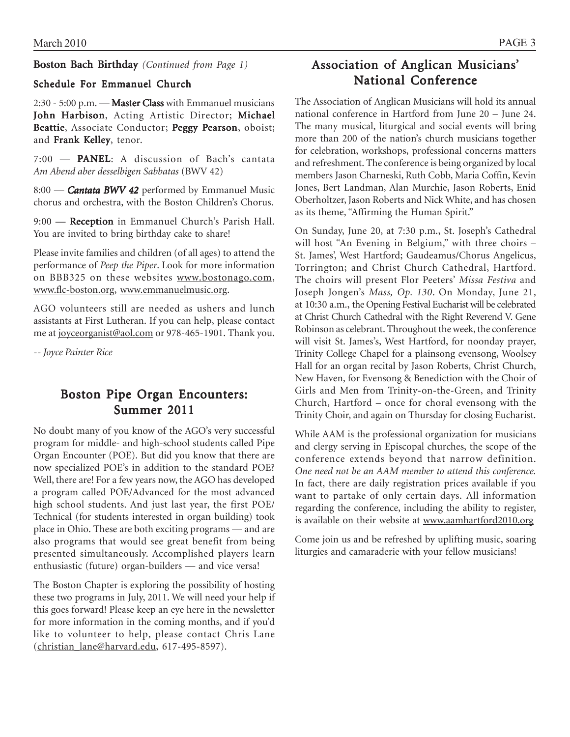**Boston Bach Birthday** *(Continued from Page 1)*

### Schedule For Emmanuel Church

2:30 - 5:00 p.m. — **Master Class** with Emmanuel musicians **John Harbison**, Acting Artistic Director; **Michael Beattie**, Associate Conductor; **Peggy Pearson**, oboist; and **Frank Kelley**, tenor.

7:00 — **PANEL**: A discussion of Bach's cantata *Am Abend aber desselbigen Sabbatas* (BWV 42)

8:00 — ***Cantata BWV 42*** performed by Emmanuel Music chorus and orchestra, with the Boston Children's Chorus.

9:00 — **Reception** in Emmanuel Church's Parish Hall. You are invited to bring birthday cake to share!

Please invite families and children (of all ages) to attend the performance of *Peep the Piper*. Look for more information on BBB325 on these websites www.bostonago.com, www.flc-boston.org, www.emmanuelmusic.org.

AGO volunteers still are needed as ushers and lunch assistants at First Lutheran. If you can help, please contact me at joyceorganist@aol.com or 978-465-1901. Thank you.

-- *Joyce Painter Rice*

## Boston Pipe Organ Encounters: Summer 2011

No doubt many of you know of the AGO's very successful program for middle- and high-school students called Pipe Organ Encounter (POE). But did you know that there are now specialized POE's in addition to the standard POE? Well, there are! For a few years now, the AGO has developed a program called POE/Advanced for the most advanced high school students. And just last year, the first POE/Technical (for students interested in organ building) took place in Ohio. These are both exciting programs — and are also programs that would see great benefit from being presented simultaneously. Accomplished players learn enthusiastic (future) organ-builders — and vice versa!

The Boston Chapter is exploring the possibility of hosting these two programs in July, 2011. We will need your help if this goes forward! Please keep an eye here in the newsletter for more information in the coming months, and if you'd like to volunteer to help, please contact Chris Lane (christian_lane@harvard.edu, 617-495-8597).

## Association of Anglican Musicians' National Conference

The Association of Anglican Musicians will hold its annual national conference in Hartford from June 20 – June 24. The many musical, liturgical and social events will bring more than 200 of the nation's church musicians together for celebration, workshops, professional concerns matters and refreshment. The conference is being organized by local members Jason Charneski, Ruth Cobb, Maria Coffin, Kevin Jones, Bert Landman, Alan Murchie, Jason Roberts, Enid Oberholtzer, Jason Roberts and Nick White, and has chosen as its theme, "Affirming the Human Spirit."

On Sunday, June 20, at 7:30 p.m., St. Joseph's Cathedral will host "An Evening in Belgium," with three choirs – St. James', West Hartford; Gaudeamus/Chorus Angelicus, Torrington; and Christ Church Cathedral, Hartford. The choirs will present Flor Peeters' *Missa Festiva* and Joseph Jongen's *Mass, Op. 130*. On Monday, June 21, at 10:30 a.m., the Opening Festival Eucharist will be celebrated at Christ Church Cathedral with the Right Reverend V. Gene Robinson as celebrant. Throughout the week, the conference will visit St. James's, West Hartford, for noonday prayer, Trinity College Chapel for a plainsong evensong, Woolsey Hall for an organ recital by Jason Roberts, Christ Church, New Haven, for Evensong & Benediction with the Choir of Girls and Men from Trinity-on-the-Green, and Trinity Church, Hartford – once for choral evensong with the Trinity Choir, and again on Thursday for closing Eucharist.

While AAM is the professional organization for musicians and clergy serving in Episcopal churches, the scope of the conference extends beyond that narrow definition. *One need not be an AAM member to attend this conference.* In fact, there are daily registration prices available if you want to partake of only certain days. All information regarding the conference, including the ability to register, is available on their website at www.aamhartford2010.org

Come join us and be refreshed by uplifting music, soaring liturgies and camaraderie with your fellow musicians!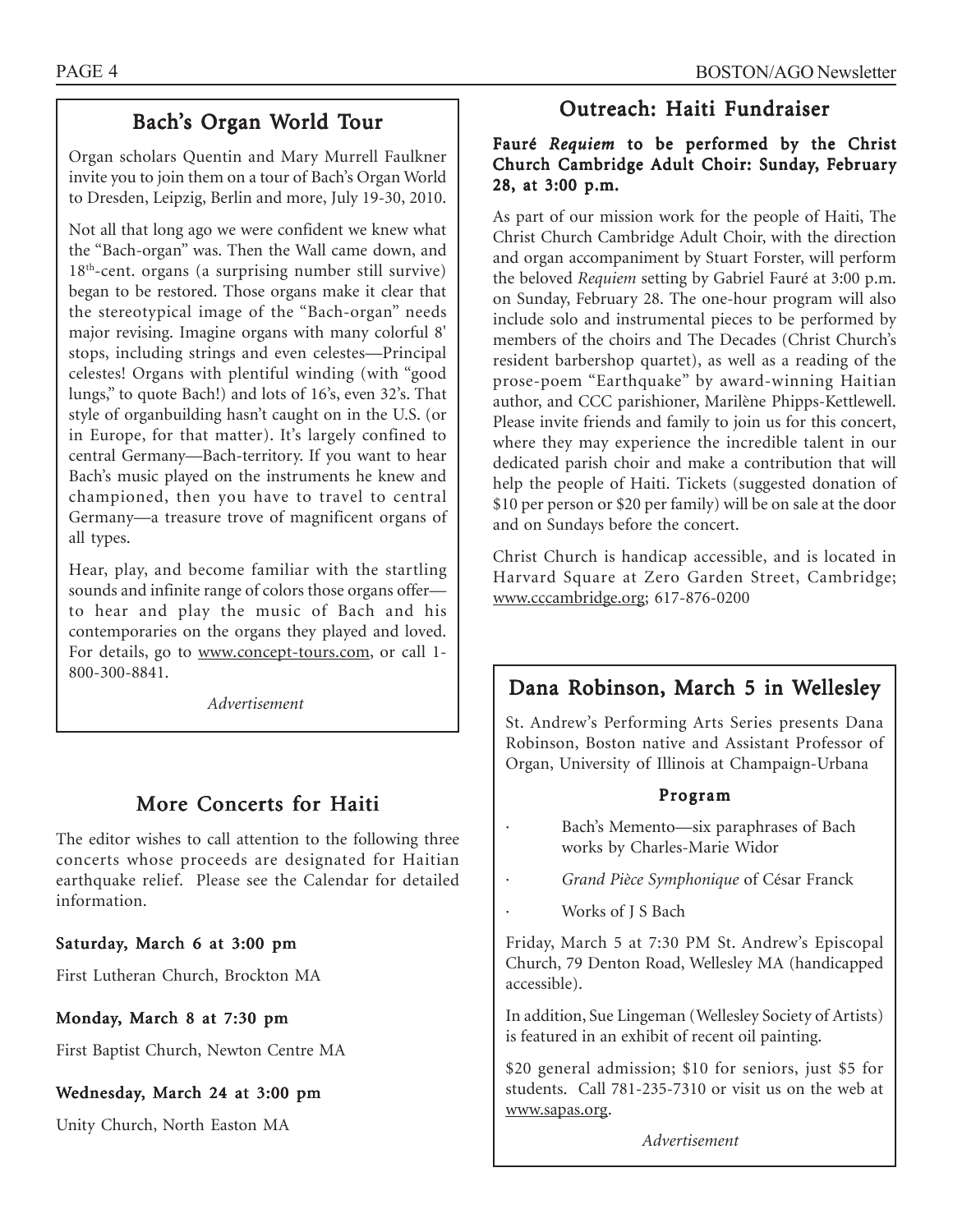## Bach's Organ World Tour

Organ scholars Quentin and Mary Murrell Faulkner invite you to join them on a tour of Bach's Organ World to Dresden, Leipzig, Berlin and more, July 19-30, 2010.

Not all that long ago we were confident we knew what the "Bach-organ" was. Then the Wall came down, and 18th-cent. organs (a surprising number still survive) began to be restored. Those organs make it clear that the stereotypical image of the "Bach-organ" needs major revising. Imagine organs with many colorful 8' stops, including strings and even celestes—Principal celestes! Organs with plentiful winding (with "good lungs," to quote Bach!) and lots of 16's, even 32's. That style of organbuilding hasn't caught on in the U.S. (or in Europe, for that matter). It's largely confined to central Germany—Bach-territory. If you want to hear Bach's music played on the instruments he knew and championed, then you have to travel to central Germany—a treasure trove of magnificent organs of all types.

Hear, play, and become familiar with the startling sounds and infinite range of colors those organs offer—to hear and play the music of Bach and his contemporaries on the organs they played and loved. For details, go to www.concept-tours.com, or call 1-800-300-8841.

*Advertisement*

## More Concerts for Haiti

The editor wishes to call attention to the following three concerts whose proceeds are designated for Haitian earthquake relief. Please see the Calendar for detailed information.

**Saturday, March 6 at 3:00 pm**

First Lutheran Church, Brockton MA

**Monday, March 8 at 7:30 pm**

First Baptist Church, Newton Centre MA

**Wednesday, March 24 at 3:00 pm**

Unity Church, North Easton MA

## Outreach: Haiti Fundraiser

**Fauré *Requiem* to be performed by the Christ Church Cambridge Adult Choir: Sunday, February 28, at 3:00 p.m.**

As part of our mission work for the people of Haiti, The Christ Church Cambridge Adult Choir, with the direction and organ accompaniment by Stuart Forster, will perform the beloved *Requiem* setting by Gabriel Fauré at 3:00 p.m. on Sunday, February 28. The one-hour program will also include solo and instrumental pieces to be performed by members of the choirs and The Decades (Christ Church's resident barbershop quartet), as well as a reading of the prose-poem "Earthquake" by award-winning Haitian author, and CCC parishioner, Marilène Phipps-Kettlewell. Please invite friends and family to join us for this concert, where they may experience the incredible talent in our dedicated parish choir and make a contribution that will help the people of Haiti. Tickets (suggested donation of $10 per person or $20 per family) will be on sale at the door and on Sundays before the concert.

Christ Church is handicap accessible, and is located in Harvard Square at Zero Garden Street, Cambridge; www.cccambridge.org; 617-876-0200

## Dana Robinson, March 5 in Wellesley

St. Andrew's Performing Arts Series presents Dana Robinson, Boston native and Assistant Professor of Organ, University of Illinois at Champaign-Urbana

**Program**

- Bach's Memento—six paraphrases of Bach works by Charles-Marie Widor
- *Grand Pièce Symphonique* of César Franck
- Works of J S Bach

Friday, March 5 at 7:30 PM St. Andrew's Episcopal Church, 79 Denton Road, Wellesley MA (handicapped accessible).

In addition, Sue Lingeman (Wellesley Society of Artists) is featured in an exhibit of recent oil painting.

$20 general admission; $10 for seniors, just $5 for students. Call 781-235-7310 or visit us on the web at www.sapas.org.

*Advertisement*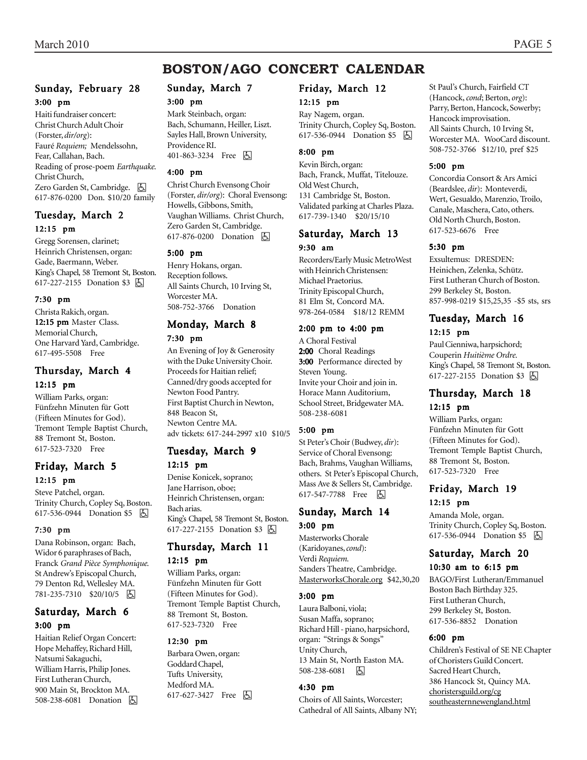# BOSTON/AGO CONCERT CALENDAR

## Sunday, February 28

**3:00 pm**

Haiti fundraiser concert: Christ Church Adult Choir (Forster, *dir/org*): Fauré *Requiem;* Mendelssohn, Fear, Callahan, Bach. Reading of prose-poem *Earthquake.* Christ Church, Zero Garden St, Cambridge. ♿ 617-876-0200 Don. $10/20 family

## Tuesday, March 2

**12:15 pm**

Gregg Sorensen, clarinet; Heinrich Christensen, organ: Gade, Baermann, Weber. King's Chapel, 58 Tremont St, Boston. 617-227-2155 Donation $3 ♿

**7:30 pm**

Christa Rakich, organ. **12:15 pm** Master Class. Memorial Church, One Harvard Yard, Cambridge. 617-495-5508 Free

## Thursday, March 4

**12:15 pm**

William Parks, organ: Fünfzehn Minuten für Gott (Fifteen Minutes for God). Tremont Temple Baptist Church, 88 Tremont St, Boston. 617-523-7320 Free

## Friday, March 5

**12:15 pm**

Steve Patchel, organ. Trinity Church, Copley Sq, Boston. 617-536-0944 Donation $5 ♿

**7:30 pm**

Dana Robinson, organ: Bach, Widor 6 paraphrases of Bach, Franck *Grand Pièce Symphonique.* St Andrew's Episcopal Church, 79 Denton Rd, Wellesley MA. 781-235-7310 $20/10/5 ♿

## Saturday, March 6

**3:00 pm**

Haitian Relief Organ Concert: Hope Mehaffey, Richard Hill, Natsumi Sakaguchi, William Harris, Philip Jones. First Lutheran Church, 900 Main St, Brockton MA. 508-238-6081 Donation ♿

## Sunday, March 7

**3:00 pm**

Mark Steinbach, organ: Bach, Schumann, Heiller, Liszt. Sayles Hall, Brown University, Providence RI. 401-863-3234 Free ♿

**4:00 pm**

Christ Church Evensong Choir (Forster, *dir/org*): Choral Evensong: Howells, Gibbons, Smith, Vaughan Williams. Christ Church, Zero Garden St, Cambridge. 617-876-0200 Donation ♿

**5:00 pm**

Henry Hokans, organ. Reception follows. All Saints Church, 10 Irving St, Worcester MA. 508-752-3766 Donation

## Monday, March 8

**7:30 pm**

An Evening of Joy & Generosity with the Duke University Choir. Proceeds for Haitian relief; Canned/dry goods accepted for Newton Food Pantry. First Baptist Church in Newton, 848 Beacon St, Newton Centre MA. adv tickets: 617-244-2997 x10 $10/5

## Tuesday, March 9

**12:15 pm**

Denise Konicek, soprano; Jane Harrison, oboe; Heinrich Christensen, organ: Bach arias. King's Chapel, 58 Tremont St, Boston. 617-227-2155 Donation $3 ♿

## Thursday, March 11

**12:15 pm**

William Parks, organ: Fünfzehn Minuten für Gott (Fifteen Minutes for God). Tremont Temple Baptist Church, 88 Tremont St, Boston. 617-523-7320 Free

**12:30 pm**

Barbara Owen, organ: Goddard Chapel, Tufts University, Medford MA. 617-627-3427 Free ♿

## Friday, March 12

**12:15 pm**

Ray Nagem, organ. Trinity Church, Copley Sq, Boston. 617-536-0944 Donation $5 ♿

**8:00 pm**

Kevin Birch, organ: Bach, Franck, Muffat, Titelouze. Old West Church, 131 Cambridge St, Boston. Validated parking at Charles Plaza. 617-739-1340 $20/15/10

## Saturday, March 13

**9:30 am**

Recorders/Early Music MetroWest with Heinrich Christensen: Michael Praetorius. Trinity Episcopal Church, 81 Elm St, Concord MA. 978-264-0584 $18/12 REMM

**2:00 pm to 4:00 pm**

A Choral Festival
**2:00** Choral Readings
**3:00** Performance directed by Steven Young.
Invite your Choir and join in. Horace Mann Auditorium, School Street, Bridgewater MA. 508-238-6081

**5:00 pm**

St Peter's Choir (Budwey, *dir*): Service of Choral Evensong: Bach, Brahms, Vaughan Williams, others. St Peter's Episcopal Church, Mass Ave & Sellers St, Cambridge. 617-547-7788 Free ♿

## Sunday, March 14

**3:00 pm**

Masterworks Chorale (Karidoyanes, *cond*): Verdi *Requiem.* Sanders Theatre, Cambridge. MasterworksChorale.org $42,30,20

**3:00 pm**

Laura Balboni, viola; Susan Maffa, soprano; Richard Hill - piano, harpsichord, organ: "Strings & Songs" Unity Church, 13 Main St, North Easton MA. 508-238-6081 ♿

**4:30 pm**

Choirs of All Saints, Worcester; Cathedral of All Saints, Albany NY; St Paul's Church, Fairfield CT (Hancock, *cond*; Berton, *org*): Parry, Berton, Hancock, Sowerby; Hancock improvisation. All Saints Church, 10 Irving St, Worcester MA. WooCard discount. 508-752-3766 $12/10, pref $25

**5:00 pm**

Concordia Consort & Ars Amici (Beardslee, *dir*): Monteverdi, Wert, Gesualdo, Marenzio, Troilo, Canale, Maschera, Cato, others. Old North Church, Boston. 617-523-6676 Free

**5:30 pm**

Exsultemus: DRESDEN: Heinichen, Zelenka, Schütz. First Lutheran Church of Boston. 299 Berkeley St, Boston. 857-998-0219 $15,25,35 -$5 sts, srs

## Tuesday, March 16

**12:15 pm**

Paul Cienniwa, harpsichord; Couperin *Huitième Ordre.* King's Chapel, 58 Tremont St, Boston. 617-227-2155 Donation $3 ♿

## Thursday, March 18

**12:15 pm**

William Parks, organ: Fünfzehn Minuten für Gott (Fifteen Minutes for God). Tremont Temple Baptist Church, 88 Tremont St, Boston. 617-523-7320 Free

## Friday, March 19

**12:15 pm**

Amanda Mole, organ. Trinity Church, Copley Sq, Boston. 617-536-0944 Donation $5 ♿

## Saturday, March 20

**10:30 am to 6:15 pm**

BAGO/First Lutheran/Emmanuel Boston Bach Birthday 325. First Lutheran Church, 299 Berkeley St, Boston. 617-536-8852 Donation

**6:00 pm**

Children's Festival of SE NE Chapter of Choristers Guild Concert. Sacred Heart Church, 386 Hancock St, Quincy MA. choristersguild.org/cg southeasternnewengland.html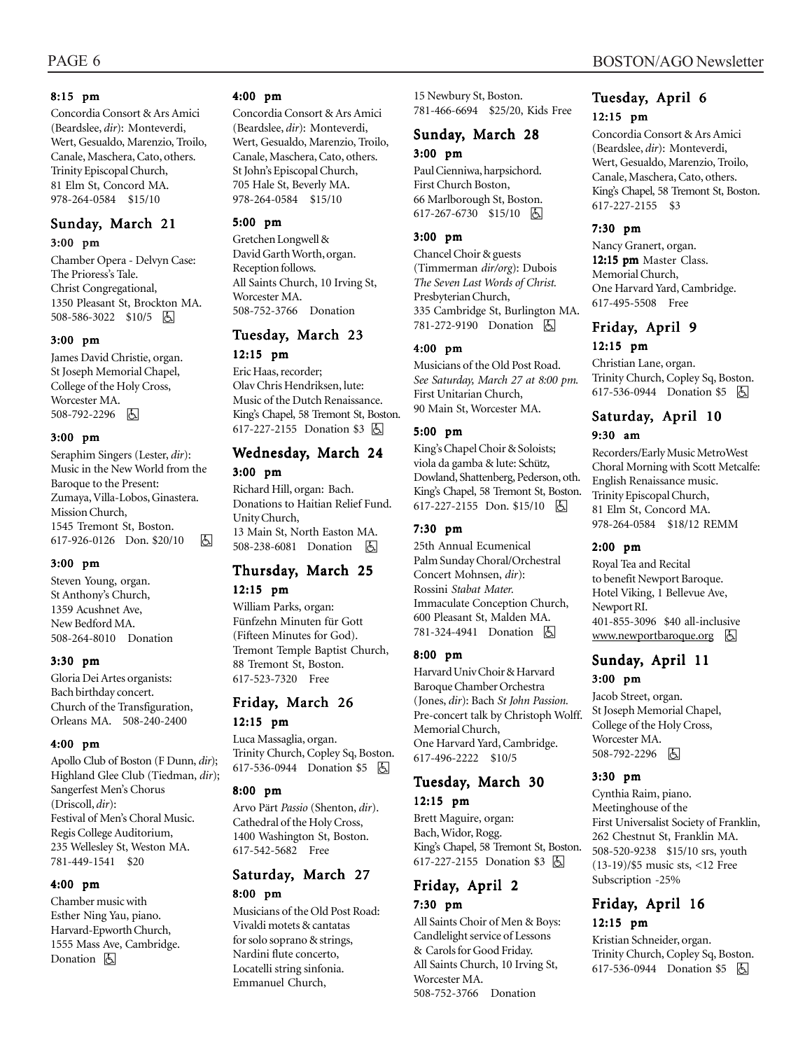**8:15 pm**

Concordia Consort & Ars Amici (Beardslee, *dir*): Monteverdi, Wert, Gesualdo, Marenzio, Troilo, Canale, Maschera, Cato, others. Trinity Episcopal Church, 81 Elm St, Concord MA. 978-264-0584 $15/10

## Sunday, March 21

**3:00 pm**

Chamber Opera - Delvyn Case: The Prioress's Tale. Christ Congregational, 1350 Pleasant St, Brockton MA. 508-586-3022 $10/5 ♿

**3:00 pm**

James David Christie, organ. St Joseph Memorial Chapel, College of the Holy Cross, Worcester MA. 508-792-2296 ♿

**3:00 pm**

Seraphim Singers (Lester, *dir*): Music in the New World from the Baroque to the Present: Zumaya, Villa-Lobos, Ginastera. Mission Church, 1545 Tremont St, Boston. 617-926-0126 Don. $20/10 ♿

**3:00 pm**

Steven Young, organ. St Anthony's Church, 1359 Acushnet Ave, New Bedford MA. 508-264-8010 Donation

**3:30 pm**

Gloria Dei Artes organists: Bach birthday concert. Church of the Transfiguration, Orleans MA. 508-240-2400

**4:00 pm**

Apollo Club of Boston (F Dunn, *dir*); Highland Glee Club (Tiedman, *dir*); Sangerfest Men's Chorus (Driscoll, *dir*): Festival of Men's Choral Music. Regis College Auditorium, 235 Wellesley St, Weston MA. 781-449-1541 $20

**4:00 pm**

Chamber music with Esther Ning Yau, piano. Harvard-Epworth Church, 1555 Mass Ave, Cambridge. Donation ♿

**4:00 pm**

Concordia Consort & Ars Amici (Beardslee, *dir*): Monteverdi, Wert, Gesualdo, Marenzio, Troilo, Canale, Maschera, Cato, others. St John's Episcopal Church, 705 Hale St, Beverly MA. 978-264-0584 $15/10

**5:00 pm**

Gretchen Longwell & David Garth Worth, organ. Reception follows. All Saints Church, 10 Irving St, Worcester MA. 508-752-3766 Donation

## Tuesday, March 23

**12:15 pm**

Eric Haas, recorder; Olav Chris Hendriksen, lute: Music of the Dutch Renaissance. King's Chapel, 58 Tremont St, Boston. 617-227-2155 Donation $3 ♿

## Wednesday, March 24

**3:00 pm**

Richard Hill, organ: Bach. Donations to Haitian Relief Fund. Unity Church, 13 Main St, North Easton MA. 508-238-6081 Donation ♿

## Thursday, March 25

**12:15 pm**

William Parks, organ: Fünfzehn Minuten für Gott (Fifteen Minutes for God). Tremont Temple Baptist Church, 88 Tremont St, Boston. 617-523-7320 Free

## Friday, March 26

**12:15 pm**

Luca Massaglia, organ. Trinity Church, Copley Sq, Boston. 617-536-0944 Donation $5 ♿

**8:00 pm**

Arvo Pärt *Passio* (Shenton, *dir*). Cathedral of the Holy Cross, 1400 Washington St, Boston. 617-542-5682 Free

## Saturday, March 27

**8:00 pm**

Musicians of the Old Post Road: Vivaldi motets & cantatas for solo soprano & strings, Nardini flute concerto, Locatelli string sinfonia. Emmanuel Church, 15 Newbury St, Boston. 781-466-6694 $25/20, Kids Free

## Sunday, March 28

**3:00 pm**

Paul Cienniwa, harpsichord. First Church Boston, 66 Marlborough St, Boston. 617-267-6730 $15/10 ♿

**3:00 pm**

Chancel Choir & guests (Timmerman *dir/org*): Dubois *The Seven Last Words of Christ.* Presbyterian Church, 335 Cambridge St, Burlington MA. 781-272-9190 Donation ♿

**4:00 pm**

Musicians of the Old Post Road. *See Saturday, March 27 at 8:00 pm.* First Unitarian Church, 90 Main St, Worcester MA.

**5:00 pm**

King's Chapel Choir & Soloists; viola da gamba & lute: Schütz, Dowland, Shattenberg, Pederson, oth. King's Chapel, 58 Tremont St, Boston. 617-227-2155 Don. $15/10 ♿

**7:30 pm**

25th Annual Ecumenical Palm Sunday Choral/Orchestral Concert Mohnsen, *dir*): Rossini *Stabat Mater.* Immaculate Conception Church, 600 Pleasant St, Malden MA. 781-324-4941 Donation ♿

**8:00 pm**

Harvard Univ Choir & Harvard Baroque Chamber Orchestra (Jones, *dir*): Bach *St John Passion.* Pre-concert talk by Christoph Wolff. Memorial Church, One Harvard Yard, Cambridge. 617-496-2222 $10/5

## Tuesday, March 30

**12:15 pm**

Brett Maguire, organ: Bach, Widor, Rogg. King's Chapel, 58 Tremont St, Boston. 617-227-2155 Donation $3 ♿

## Friday, April 2

**7:30 pm**

All Saints Choir of Men & Boys: Candlelight service of Lessons & Carols for Good Friday. All Saints Church, 10 Irving St, Worcester MA. 508-752-3766 Donation

## Tuesday, April 6

**12:15 pm**

Concordia Consort & Ars Amici (Beardslee, *dir*): Monteverdi, Wert, Gesualdo, Marenzio, Troilo, Canale, Maschera, Cato, others. King's Chapel, 58 Tremont St, Boston. 617-227-2155 $3

**7:30 pm**

Nancy Granert, organ. **12:15 pm** Master Class. Memorial Church, One Harvard Yard, Cambridge. 617-495-5508 Free

## Friday, April 9

**12:15 pm**

Christian Lane, organ. Trinity Church, Copley Sq, Boston. 617-536-0944 Donation $5 ♿

## Saturday, April 10

**9:30 am**

Recorders/Early Music MetroWest Choral Morning with Scott Metcalfe: English Renaissance music. Trinity Episcopal Church, 81 Elm St, Concord MA. 978-264-0584 $18/12 REMM

**2:00 pm**

Royal Tea and Recital to benefit Newport Baroque. Hotel Viking, 1 Bellevue Ave, Newport RI. 401-855-3096 $40 all-inclusive www.newportbaroque.org ♿

## Sunday, April 11

**3:00 pm**

Jacob Street, organ. St Joseph Memorial Chapel, College of the Holy Cross, Worcester MA. 508-792-2296 ♿

**3:30 pm**

Cynthia Raim, piano. Meetinghouse of the First Universalist Society of Franklin, 262 Chestnut St, Franklin MA. 508-520-9238 $15/10 srs, youth (13-19)/$5 music sts, <12 Free Subscription -25%

## Friday, April 16

**12:15 pm**

Kristian Schneider, organ. Trinity Church, Copley Sq, Boston. 617-536-0944 Donation $5 ♿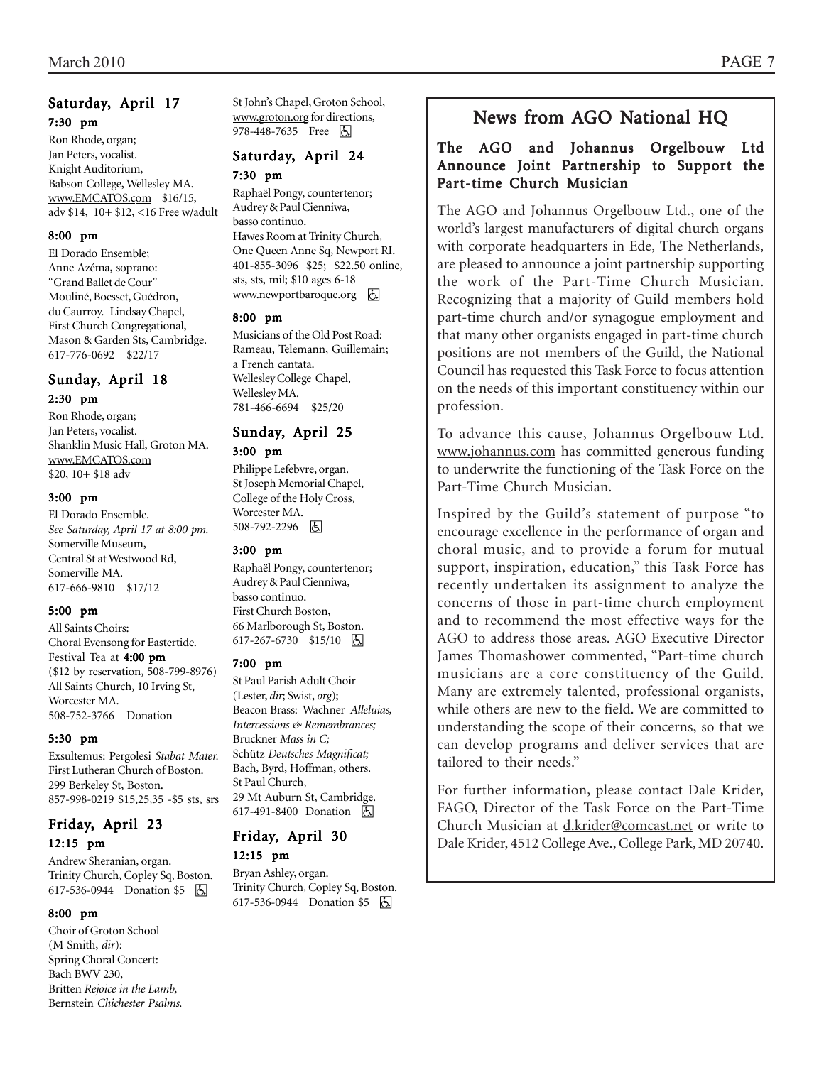### Saturday, April 17

**7:30 pm**

Ron Rhode, organ;
Jan Peters, vocalist.
Knight Auditorium,
Babson College, Wellesley MA.
www.EMCATOS.com $16/15,
adv $14, 10+ $12, <16 Free w/adult

**8:00 pm**

El Dorado Ensemble;
Anne Azéma, soprano:
"Grand Ballet de Cour"
Mouliné, Boesset, Guédron,
du Caurroy. Lindsay Chapel,
First Church Congregational,
Mason & Garden Sts, Cambridge.
617-776-0692 $22/17

### Sunday, April 18

**2:30 pm**

Ron Rhode, organ;
Jan Peters, vocalist.
Shanklin Music Hall, Groton MA.
www.EMCATOS.com
$20, 10+ $18 adv

**3:00 pm**

El Dorado Ensemble.
*See Saturday, April 17 at 8:00 pm.*
Somerville Museum,
Central St at Westwood Rd,
Somerville MA.
617-666-9810 $17/12

**5:00 pm**

All Saints Choirs:
Choral Evensong for Eastertide.
Festival Tea at **4:00 pm**
($12 by reservation, 508-799-8976)
All Saints Church, 10 Irving St,
Worcester MA.
508-752-3766 Donation

**5:30 pm**

Exsultemus: Pergolesi *Stabat Mater.*
First Lutheran Church of Boston.
299 Berkeley St, Boston.
857-998-0219 $15,25,35 -$5 sts, srs

### Friday, April 23

**12:15 pm**

Andrew Sheranian, organ.
Trinity Church, Copley Sq, Boston.
617-536-0944 Donation $5

**8:00 pm**

Choir of Groton School
(M Smith, *dir*):
Spring Choral Concert:
Bach BWV 230,
Britten *Rejoice in the Lamb,*
Bernstein *Chichester Psalms.*
St John's Chapel, Groton School,
www.groton.org for directions,
978-448-7635 Free

### Saturday, April 24

**7:30 pm**

Raphaël Pongy, countertenor;
Audrey & Paul Cienniwa,
basso continuo.
Hawes Room at Trinity Church,
One Queen Anne Sq, Newport RI.
401-855-3096 $25; $22.50 online,
sts, sts, mil; $10 ages 6-18
www.newportbaroque.org

**8:00 pm**

Musicians of the Old Post Road:
Rameau, Telemann, Guillemain;
a French cantata.
Wellesley College Chapel,
Wellesley MA.
781-466-6694 $25/20

### Sunday, April 25

**3:00 pm**

Philippe Lefebvre, organ.
St Joseph Memorial Chapel,
College of the Holy Cross,
Worcester MA.
508-792-2296

**3:00 pm**

Raphaël Pongy, countertenor;
Audrey & Paul Cienniwa,
basso continuo.
First Church Boston,
66 Marlborough St, Boston.
617-267-6730 $15/10

**7:00 pm**

St Paul Parish Adult Choir
(Lester, *dir*; Swist, *org*);
Beacon Brass: Wachner *Alleluias, Intercessions & Remembrances;*
Bruckner *Mass in C;*
Schütz *Deutsches Magnificat;*
Bach, Byrd, Hoffman, others.
St Paul Church,
29 Mt Auburn St, Cambridge.
617-491-8400 Donation

### Friday, April 30

**12:15 pm**

Bryan Ashley, organ.
Trinity Church, Copley Sq, Boston.
617-536-0944 Donation $5

## News from AGO National HQ

### The AGO and Johannus Orgelbouw Ltd Announce Joint Partnership to Support the Part-time Church Musician

The AGO and Johannus Orgelbouw Ltd., one of the world's largest manufacturers of digital church organs with corporate headquarters in Ede, The Netherlands, are pleased to announce a joint partnership supporting the work of the Part-Time Church Musician. Recognizing that a majority of Guild members hold part-time church and/or synagogue employment and that many other organists engaged in part-time church positions are not members of the Guild, the National Council has requested this Task Force to focus attention on the needs of this important constituency within our profession.

To advance this cause, Johannus Orgelbouw Ltd. www.johannus.com has committed generous funding to underwrite the functioning of the Task Force on the Part-Time Church Musician.

Inspired by the Guild's statement of purpose "to encourage excellence in the performance of organ and choral music, and to provide a forum for mutual support, inspiration, education," this Task Force has recently undertaken its assignment to analyze the concerns of those in part-time church employment and to recommend the most effective ways for the AGO to address those areas. AGO Executive Director James Thomashower commented, "Part-time church musicians are a core constituency of the Guild. Many are extremely talented, professional organists, while others are new to the field. We are committed to understanding the scope of their concerns, so that we can develop programs and deliver services that are tailored to their needs."

For further information, please contact Dale Krider, FAGO, Director of the Task Force on the Part-Time Church Musician at d.krider@comcast.net or write to Dale Krider, 4512 College Ave., College Park, MD 20740.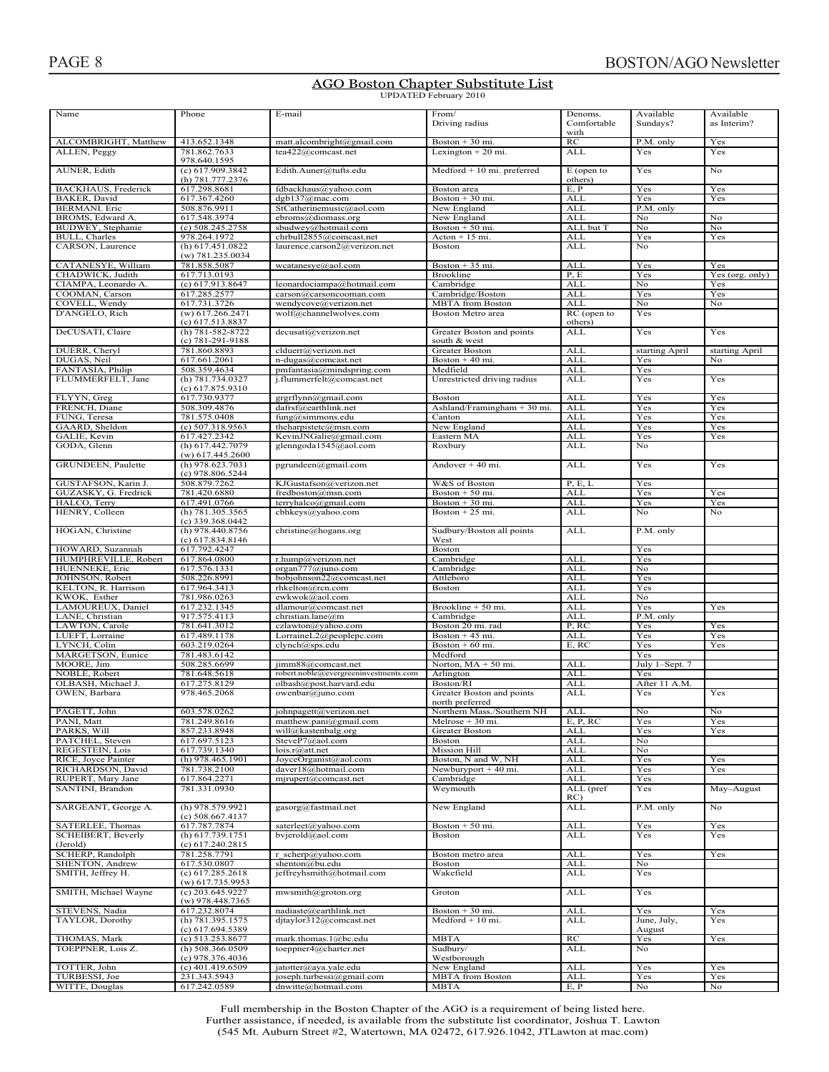## AGO Boston Chapter Substitute List

UPDATED February 2010

| Name | Phone | E-mail | From/ Driving radius | Denoms. Comfortable with | Available Sundays? | Available as Interim? |
|---|---|---|---|---|---|---|
| ALCOMBRIGHT, Matthew | 413.652.1348 | matt.alcombright@gmail.com | Boston + 30 mi. | RC | P.M. only | Yes |
| ALLEN, Peggy | 781.862.7633 978.640.1595 | tea422@comcast.net | Lexington + 20 mi. | ALL | Yes | Yes |
| AUNER, Edith | (c) 617.909.3842 (h) 781.777.2376 | Edith.Auner@tufts.edu | Medford + 10 mi. preferred | E (open to others) | Yes | No |
| BACKHAUS, Frederick | 617.298.8681 | fdbackhaus@yahoo.com | Boston area | E, P | Yes | Yes |
| BAKER, David | 617.367.4260 | dgb137@mac.com | Boston + 30 mi. | ALL | Yes | Yes |
| BERMANI. Eric | 508.876.9911 | StCatherinemusic@aol.com | New England | ALL | P.M. only | |
| BROMS, Edward A. | 617.548.3974 | ebroms@diomass.org | New England | ALL | No | No |
| BUDWEY, Stephanie | (c) 508.245.2758 | sbudwey@hotmail.com | Boston + 50 mi. | ALL but T | No | No |
| BULL, Charles | 978.264.1972 | chrbull2855@comcast.net | Acton + 15 mi. | ALL | Yes | Yes |
| CARSON, Laurence | (h) 617.451.0822 (w) 781.235.0034 | laurence.carson2@verizon.net | Boston | ALL | No | |
| CATANESYE, William | 781.858.5087 | wcatanesye@aol.com | Boston + 35 mi. | ALL | Yes | Yes |
| CHADWICK, Judith | 617.713.0193 | | Brookline | P, E | Yes | Yes (org. only) |
| CIAMPA, Leonardo A. | (c) 617.913.8647 | leonardociampa@hotmail.com | Cambridge | ALL | No | Yes |
| COOMAN, Carson | 617.285.2577 | carson@carsoncooman.com | Cambridge/Boston | ALL | Yes | Yes |
| COVELL, Wendy | 617.731.3726 | wendycove@verizon.net | MBTA from Boston | ALL | No | No |
| D'ANGELO, Rich | (w) 617.266.2471 (c) 617.513.8837 | wolf@channelwolves.com | Boston Metro area | RC (open to others) | Yes | |
| DeCUSATI, Claire | (h) 781-582-8722 (c) 781-291-9188 | decusati@verizon.net | Greater Boston and points south & west | ALL | Yes | Yes |
| DUERR, Cheryl | 781.860.8893 | clduerr@verizon.net | Greater Boston | ALL | starting April | starting April |
| DUGAS, Neil | 617.661.2061 | n-dugas@comcast.net | Boston + 40 mi. | ALL | Yes | No |
| FANTASIA, Philip | 508.359.4634 | pmfantasia@mindspring.com | Medfield | ALL | Yes | |
| FLUMMERFELT, Jane | (h) 781.734.0327 (c) 617.875.9310 | j.flummerfelt@comcast.net | Unrestricted driving radius | ALL | Yes | Yes |
| FLYYN, Greg | 617.730.9377 | grgrflynn@gmail.com | Boston | ALL | Yes | Yes |
| FRENCH, Diane | 508.309.4876 | dafrsf@earthlink.net | Ashland/Framingham + 30 mi. | ALL | Yes | Yes |
| FUNG, Teresa | 781.575.0408 | fung@simmons.edu | Canton | ALL | Yes | Yes |
| GAARD, Sheldon | (c) 507.318.9563 | theharpistetc@msn.com | New England | ALL | Yes | Yes |
| GALIE, Kevin | 617.427.2342 | KevinJNGalie@gmail.com | Eastern MA | ALL | Yes | Yes |
| GODA, Glenn | (h) 617.442.7079 (w) 617.445.2600 | glenngoda1545@aol.com | Roxbury | ALL | No | |
| GRUNDEEN, Paulette | (h) 978.623.7031 (c) 978.806.5244 | pgrundeen@gmail.com | Andover + 40 mi. | ALL | Yes | Yes |
| GUSTAFSON, Karin J. | 508.879.7262 | KJGustafson@verizon.net | W&S of Boston | P, E, L | Yes | |
| GUZASKY, G. Fredrick | 781.420.6880 | fredboston@msn.com | Boston + 50 mi. | ALL | Yes | Yes |
| HALCO, Terry | 617.491.0766 | terryhalco@gmail.com | Boston + 30 mi. | ALL | Yes | Yes |
| HENRY, Colleen | (h) 781.305.3565 (c) 339.368.0442 | cbhkeys@yahoo.com | Boston + 25 mi. | ALL | No | No |
| HOGAN, Christine | (h) 978.440.8756 (c) 617.834.8146 | christine@hogans.org | Sudbury/Boston all points West | ALL | P.M. only | |
| HOWARD, Suzannah | 617.792.4247 | | Boston | | Yes | |
| HUMPHREVILLE, Robert | 617.864.0800 | r.hump@verizon.net | Cambridge | ALL | Yes | |
| HUENNEKE, Eric | 617.576.1331 | organ777@juno.com | Cambridge | ALL | No | |
| JOHNSON, Robert | 508.226.8991 | bobjohnson22@comcast.net | Attleboro | ALL | Yes | |
| KELTON, R. Harrison | 617.964.3413 | rhkelton@rcn.com | Boston | ALL | Yes | |
| KWOK, Esther | 781.986.0263 | ewkwok@aol.com | | ALL | No | |
| LAMOUREUX, Daniel | 617.232.1345 | dlamour@comcast.net | Brookline + 50 mi. | ALL | Yes | Yes |
| LANE, Christian | 917.575.4113 | christian.lane@m | Cambridge | ALL | P.M. only | |
| LAWTON, Carole | 781.641.3012 | czlawton@yahoo.com | Boston 20 mi. rad | P, RC | Yes | Yes |
| LUEFT, Lorraine | 617.489.1178 | LorraineL2@peoplepc.com | Boston + 45 mi. | ALL | Yes | Yes |
| LYNCH, Colin | 603.219.0264 | clynch@sps.edu | Boston + 60 mi. | E, RC | Yes | Yes |
| MARGETSON, Eunice | 781.483.6142 | | Medford | | Yes | |
| MOORE, Jim | 508.285.6699 | jimm88@comcast.net | Norton, MA + 50 mi. | ALL | July 1–Sept. 7 | |
| NOBLE, Robert | 781.648.5618 | robert.noble@evergreeninvestments.com | Arlington | ALL | Yes | |
| OLBASH, Michael J. | 617.275.8129 | olbash@post.harvard.edu | Boston/RI | ALL | After 11 A.M. | |
| OWEN, Barbara | 978.465.2068 | owenbar@juno.com | Greater Boston and points north preferred | ALL | Yes | Yes |
| PAGETT, John | 603.578.0262 | johnpagett@verizon.net | Northern Mass./Southern NH | ALL | No | No |
| PANI, Matt | 781.249.8616 | matthew.pani@gmail.com | Melrose + 30 mi. | E, P, RC | Yes | Yes |
| PARKS, Will | 857.233.8948 | will@kastenbalg.org | Greater Boston | ALL | Yes | Yes |
| PATCHEL, Steven | 617.697.5123 | SteveP7@aol.com | Boston | ALL | No | |
| REGESTEIN, Lois | 617.739.1340 | lois.r@att.net | Mission Hill | ALL | No | |
| RICE, Joyce Painter | (h) 978.465.1901 | JoyceOrganist@aol.com | Boston, N and W, NH | ALL | Yes | Yes |
| RICHARDSON, David | 781.738.2100 | daver18@hotmail.com | Newburyport + 40 mi. | ALL | Yes | Yes |
| RUPERT, Mary Jane | 617.864.2271 | mjrupert@comcast.net | Cambridge | ALL | Yes | |
| SANTINI, Brandon | 781.331.0930 | | Weymouth | ALL (pref RC) | Yes | May–August |
| SARGEANT, George A. | (h) 978.579.9921 (c) 508.667.4137 | gasorg@fastmail.net | New England | ALL | P.M. only | No |
| SATERLEE, Thomas | 617.787.7874 | saterleet@yahoo.com | Boston + 50 mi. | ALL | Yes | Yes |
| SCHEIBERT, Beverly (Jerold) | (h) 617.739.1751 (c) 617.240.2815 | bvjerold@aol.com | Boston | ALL | Yes | Yes |
| SCHERP, Randolph | 781.258.7791 | r_scherp@yahoo.com | Boston metro area | ALL | Yes | Yes |
| SHENTON, Andrew | 617.530.0807 | shenton@bu.edu | Boston | ALL | No | |
| SMITH, Jeffrey H. | (c) 617.285.2618 (w) 617.735.9953 | jeffreyhsmith@hotmail.com | Wakefield | ALL | Yes | |
| SMITH, Michael Wayne | (c) 203.645.9227 (w) 978.448.7365 | mwsmith@groton.org | Groton | ALL | Yes | |
| STEVENS, Nadia | 617.232.8074 | nadiaste@earthlink.net | Boston + 30 mi. | ALL | Yes | Yes |
| TAYLOR, Dorothy | (h) 781.395.1575 (c) 617.694.5389 | djtaylor312@comcast.net | Medford + 10 mi. | ALL | June, July, August | Yes |
| THOMAS, Mark | (c) 513.253.8677 | mark.thomas.1@bc.edu | MBTA | RC | Yes | Yes |
| TOEPPNER, Lois Z. | (h) 508.366.0509 (c) 978.376.4036 | toeppner4@charter.net | Sudbury/ Westborough | ALL | No | |
| TOTTER, John | (c) 401.419.6509 | jatotter@aya.yale.edu | New England | ALL | Yes | Yes |
| TURBESSI, Joe | 231.343.5943 | joseph.turbessi@gmail.com | MBTA from Boston | ALL | Yes | Yes |
| WITTE, Douglas | 617.242.0589 | dnwitte@hotmail.com | MBTA | E, P | No | No |

Full membership in the Boston Chapter of the AGO is a requirement of being listed here.
Further assistance, if needed, is available from the substitute list coordinator, Joshua T. Lawton
(545 Mt. Auburn Street #2, Watertown, MA 02472, 617.926.1042, JTLawton at mac.com)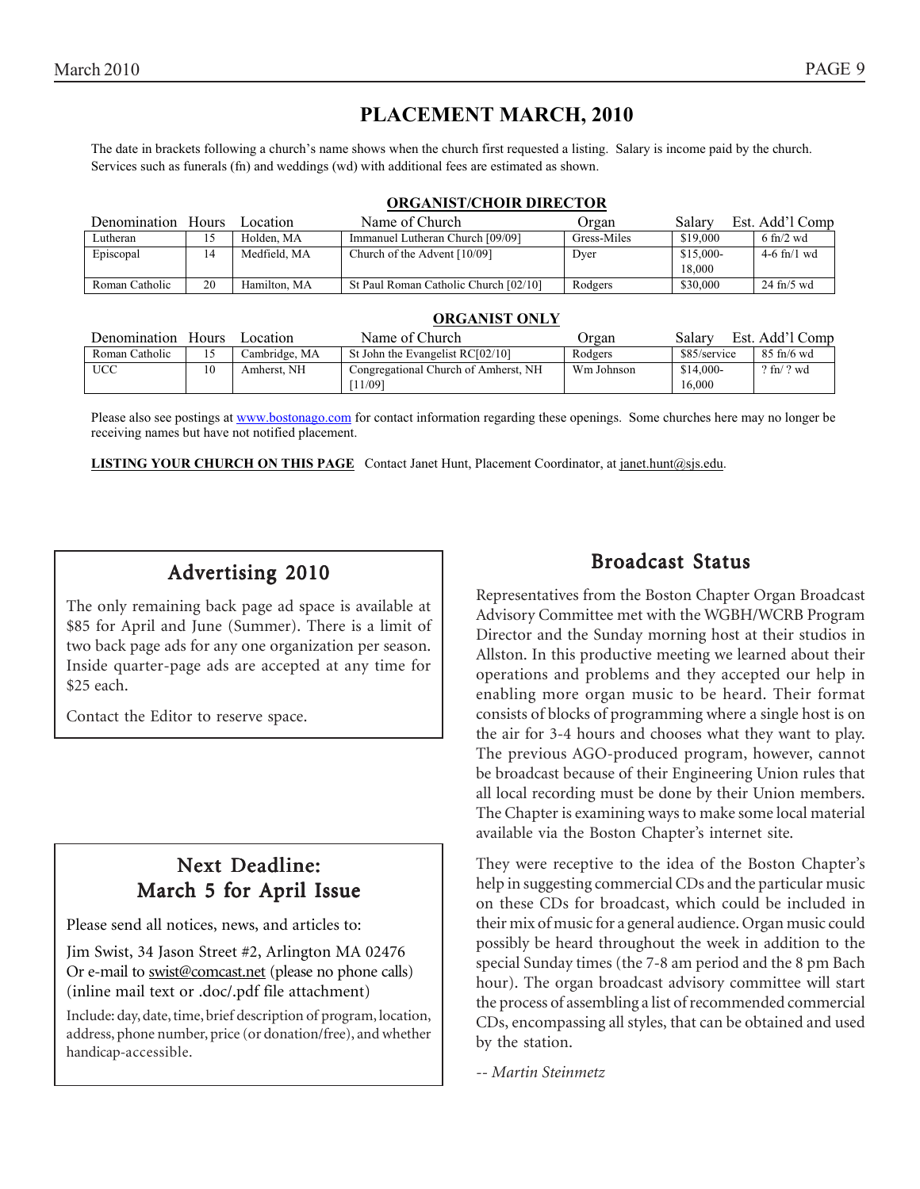# PLACEMENT MARCH, 2010

The date in brackets following a church's name shows when the church first requested a listing. Salary is income paid by the church. Services such as funerals (fn) and weddings (wd) with additional fees are estimated as shown.

## ORGANIST/CHOIR DIRECTOR

| Denomination | Hours | Location | Name of Church | Organ | Salary | Est. Add'l Comp |
|---|---|---|---|---|---|---|
| Lutheran | 15 | Holden, MA | Immanuel Lutheran Church [09/09] | Gress-Miles | $19,000 | 6 fn/2 wd |
| Episcopal | 14 | Medfield, MA | Church of the Advent [10/09] | Dyer | $15,000-18,000 | 4-6 fn/1 wd |
| Roman Catholic | 20 | Hamilton, MA | St Paul Roman Catholic Church [02/10] | Rodgers | $30,000 | 24 fn/5 wd |

## ORGANIST ONLY

| Denomination | Hours | Location | Name of Church | Organ | Salary | Est. Add'l Comp |
|---|---|---|---|---|---|---|
| Roman Catholic | 15 | Cambridge, MA | St John the Evangelist RC[02/10] | Rodgers | $85/service | 85 fn/6 wd |
| UCC | 10 | Amherst, NH | Congregational Church of Amherst, NH [11/09] | Wm Johnson | $14,000-16,000 | ? fn/ ? wd |

Please also see postings at www.bostonago.com for contact information regarding these openings. Some churches here may no longer be receiving names but have not notified placement.

**LISTING YOUR CHURCH ON THIS PAGE** Contact Janet Hunt, Placement Coordinator, at janet.hunt@sjs.edu.

## Advertising 2010

The only remaining back page ad space is available at $85 for April and June (Summer). There is a limit of two back page ads for any one organization per season. Inside quarter-page ads are accepted at any time for $25 each.

Contact the Editor to reserve space.

## Next Deadline: March 5 for April Issue

Please send all notices, news, and articles to:

Jim Swist, 34 Jason Street #2, Arlington MA 02476
Or e-mail to swist@comcast.net (please no phone calls)
(inline mail text or .doc/.pdf file attachment)

Include: day, date, time, brief description of program, location, address, phone number, price (or donation/free), and whether handicap-accessible.

## Broadcast Status

Representatives from the Boston Chapter Organ Broadcast Advisory Committee met with the WGBH/WCRB Program Director and the Sunday morning host at their studios in Allston. In this productive meeting we learned about their operations and problems and they accepted our help in enabling more organ music to be heard. Their format consists of blocks of programming where a single host is on the air for 3-4 hours and chooses what they want to play. The previous AGO-produced program, however, cannot be broadcast because of their Engineering Union rules that all local recording must be done by their Union members. The Chapter is examining ways to make some local material available via the Boston Chapter's internet site.

They were receptive to the idea of the Boston Chapter's help in suggesting commercial CDs and the particular music on these CDs for broadcast, which could be included in their mix of music for a general audience. Organ music could possibly be heard throughout the week in addition to the special Sunday times (the 7-8 am period and the 8 pm Bach hour). The organ broadcast advisory committee will start the process of assembling a list of recommended commercial CDs, encompassing all styles, that can be obtained and used by the station.

*-- Martin Steinmetz*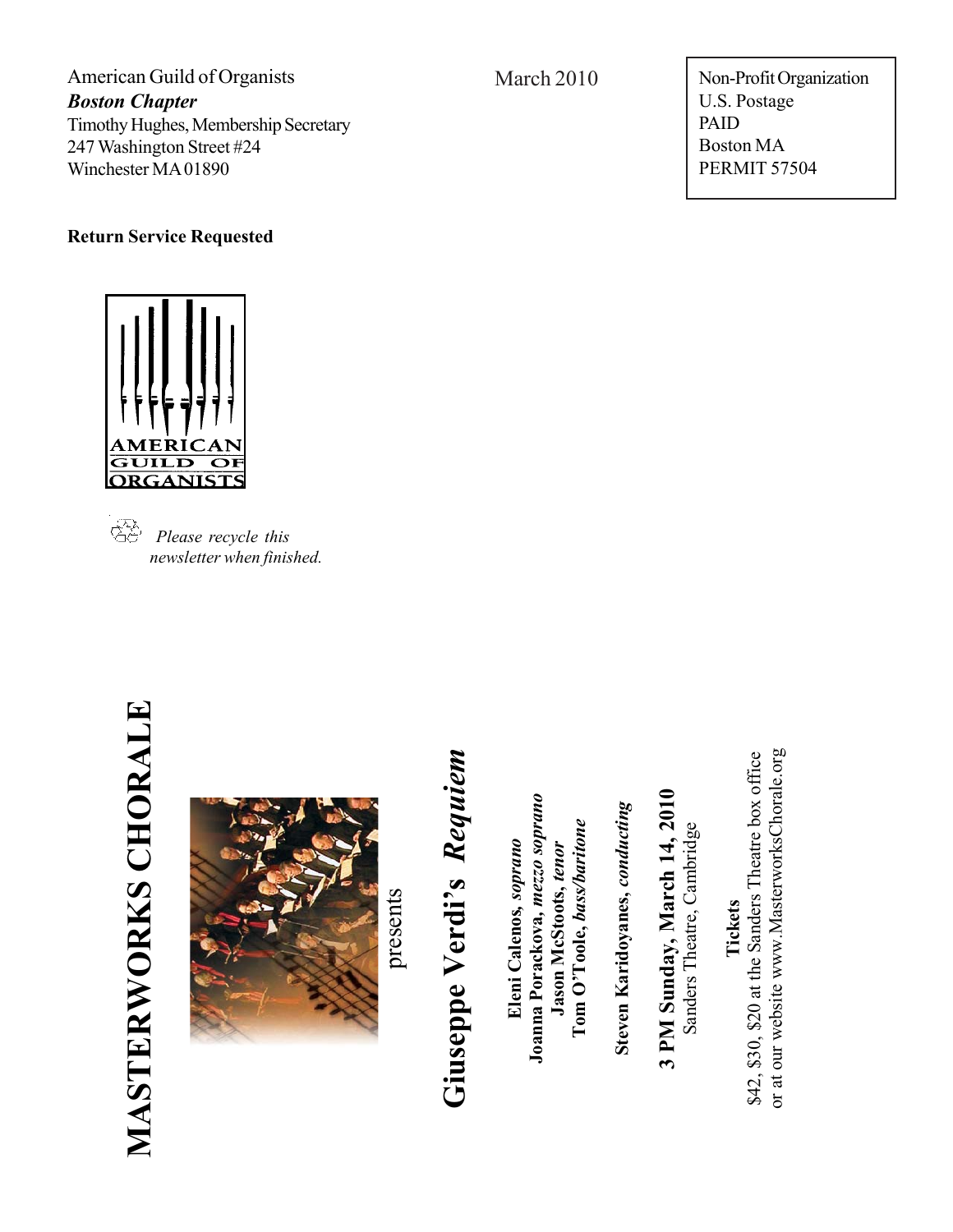American Guild of Organists
***Boston Chapter***
Timothy Hughes, Membership Secretary
247 Washington Street #24
Winchester MA 01890

March 2010

Non-Profit Organization
U.S. Postage
PAID
Boston MA
PERMIT 57504

**Return Service Requested**

AMERICAN GUILD OF ORGANISTS

*Please recycle this newsletter when finished.*

# MASTERWORKS CHORALE

presents

## Giuseppe Verdi's *Requiem*

**Eleni Calenos, *soprano***
**Joanna Porackova, *mezzo soprano***
**Jason McStoots, *tenor***
**Tom O'Toole, *bass/baritone***

**Steven Karidoyanes, *conducting***

**3 PM Sunday, March 14, 2010**
Sanders Theatre, Cambridge

**Tickets**
$42, $30, $20 at the Sanders Theatre box office
or at our website www.MasterworksChorale.org